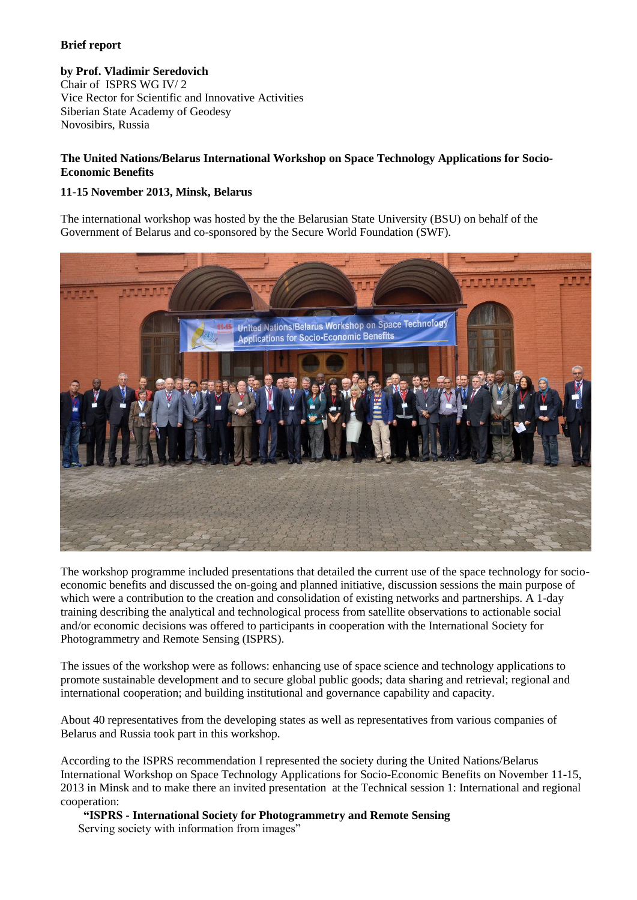**Brief report**

**by Prof. Vladimir Seredovich**
Chair of ISPRS WG IV/ 2
Vice Rector for Scientific and Innovative Activities
Siberian State Academy of Geodesy
Novosibirs, Russia

**The United Nations/Belarus International Workshop on Space Technology Applications for Socio-Economic Benefits**

**11-15 November 2013, Minsk, Belarus**

The international workshop was hosted by the the Belarusian State University (BSU) on behalf of the Government of Belarus and co-sponsored by the Secure World Foundation (SWF).

The workshop programme included presentations that detailed the current use of the space technology for socio-economic benefits and discussed the on-going and planned initiative, discussion sessions the main purpose of which were a contribution to the creation and consolidation of existing networks and partnerships. A 1-day training describing the analytical and technological process from satellite observations to actionable social and/or economic decisions was offered to participants in cooperation with the International Society for Photogrammetry and Remote Sensing (ISPRS).

The issues of the workshop were as follows: enhancing use of space science and technology applications to promote sustainable development and to secure global public goods; data sharing and retrieval; regional and international cooperation; and building institutional and governance capability and capacity.

About 40 representatives from the developing states as well as representatives from various companies of Belarus and Russia took part in this workshop.

According to the ISPRS recommendation I represented the society during the United Nations/Belarus International Workshop on Space Technology Applications for Socio-Economic Benefits on November 11-15, 2013 in Minsk and to make there an invited presentation at the Technical session 1: International and regional cooperation:

**"ISPRS - International Society for Photogrammetry and Remote Sensing**
Serving society with information from images"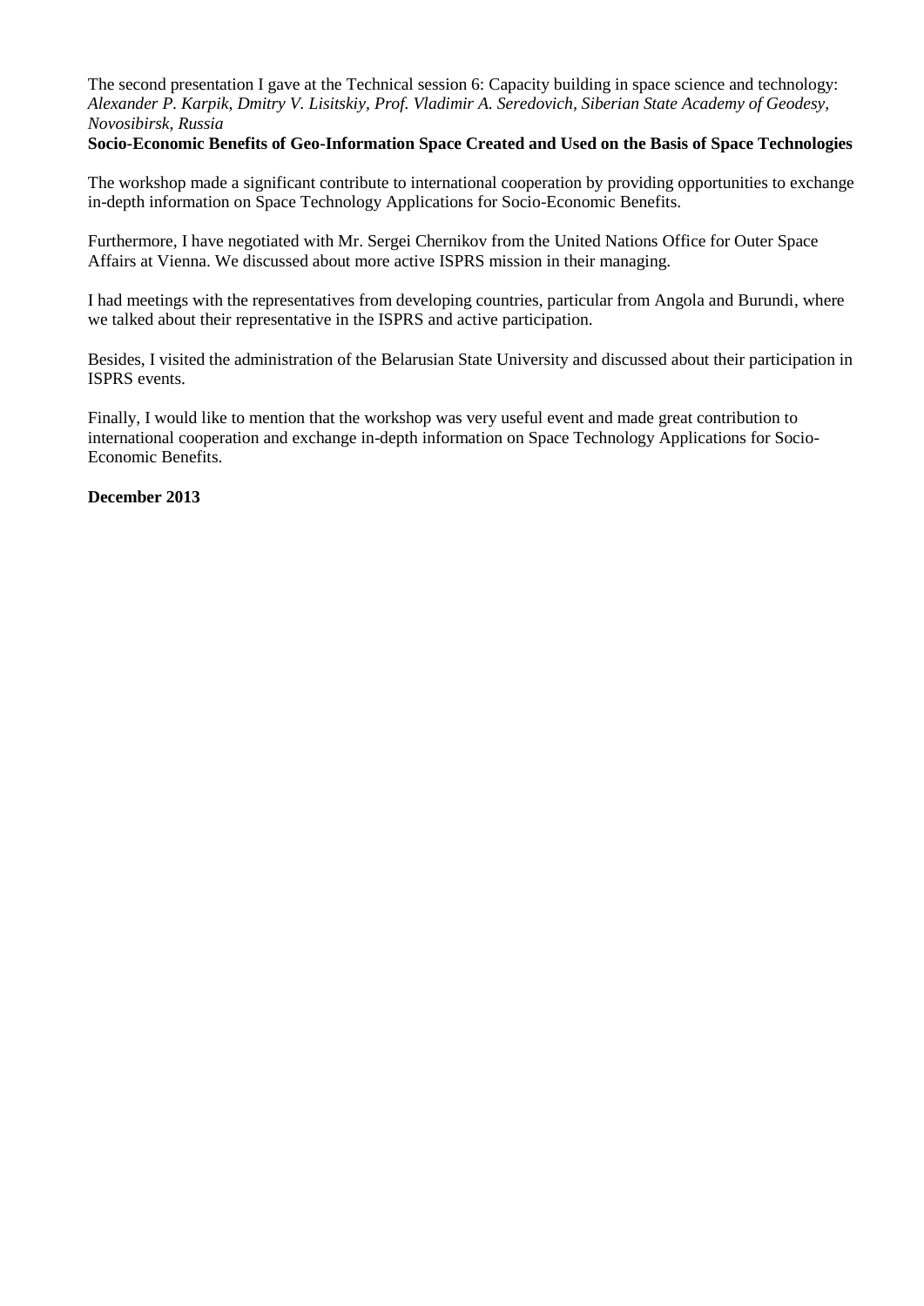The second presentation I gave at the Technical session 6: Capacity building in space science and technology: *Alexander P. Karpik, Dmitry V. Lisitskiy, Prof. Vladimir A. Seredovich, Siberian State Academy of Geodesy, Novosibirsk, Russia*
**Socio-Economic Benefits of Geo-Information Space Created and Used on the Basis of Space Technologies**

The workshop made a significant contribute to international cooperation by providing opportunities to exchange in-depth information on Space Technology Applications for Socio-Economic Benefits.

Furthermore, I have negotiated with Mr. Sergei Chernikov from the United Nations Office for Outer Space Affairs at Vienna. We discussed about more active ISPRS mission in their managing.

I had meetings with the representatives from developing countries, particular from Angola and Burundi, where we talked about their representative in the ISPRS and active participation.

Besides, I visited the administration of the Belarusian State University and discussed about their participation in ISPRS events.

Finally, I would like to mention that the workshop was very useful event and made great contribution to international cooperation and exchange in-depth information on Space Technology Applications for Socio-Economic Benefits.

**December 2013**